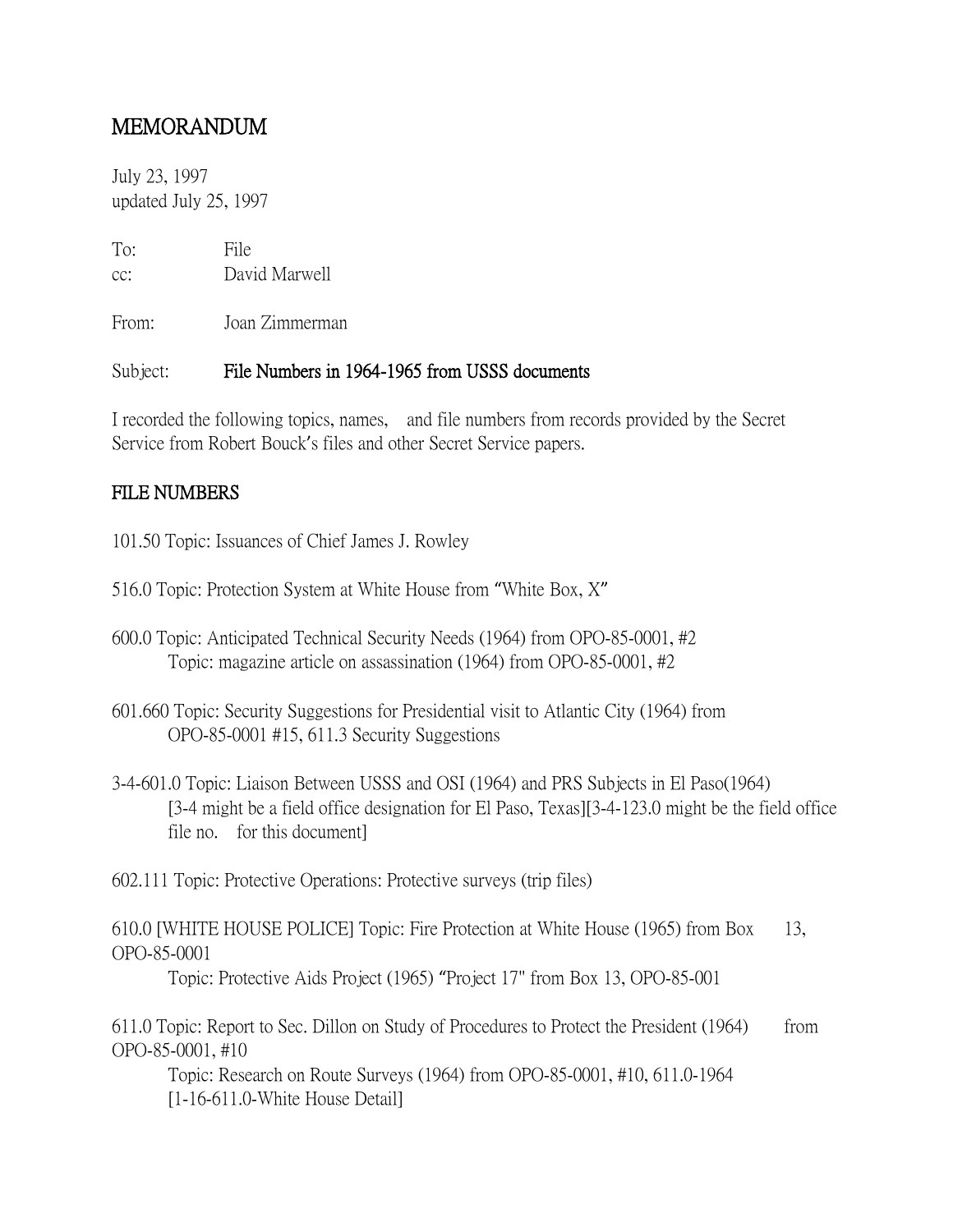# MEMORANDUM

July 23, 1997
updated July 25, 1997

To: File
cc: David Marwell

From: Joan Zimmerman

Subject: **File Numbers in 1964-1965 from USSS documents**

I recorded the following topics, names, and file numbers from records provided by the Secret Service from Robert Bouck's files and other Secret Service papers.

## FILE NUMBERS

101.50 Topic: Issuances of Chief James J. Rowley

516.0 Topic: Protection System at White House from "White Box, X"

600.0 Topic: Anticipated Technical Security Needs (1964) from OPO-85-0001, #2
Topic: magazine article on assassination (1964) from OPO-85-0001, #2

601.660 Topic: Security Suggestions for Presidential visit to Atlantic City (1964) from OPO-85-0001 #15, 611.3 Security Suggestions

3-4-601.0 Topic: Liaison Between USSS and OSI (1964) and PRS Subjects in El Paso(1964)
[3-4 might be a field office designation for El Paso, Texas][3-4-123.0 might be the field office file no. for this document]

602.111 Topic: Protective Operations: Protective surveys (trip files)

610.0 [WHITE HOUSE POLICE] Topic: Fire Protection at White House (1965) from Box 13, OPO-85-0001
Topic: Protective Aids Project (1965) "Project 17" from Box 13, OPO-85-001

611.0 Topic: Report to Sec. Dillon on Study of Procedures to Protect the President (1964) from OPO-85-0001, #10
Topic: Research on Route Surveys (1964) from OPO-85-0001, #10, 611.0-1964
[1-16-611.0-White House Detail]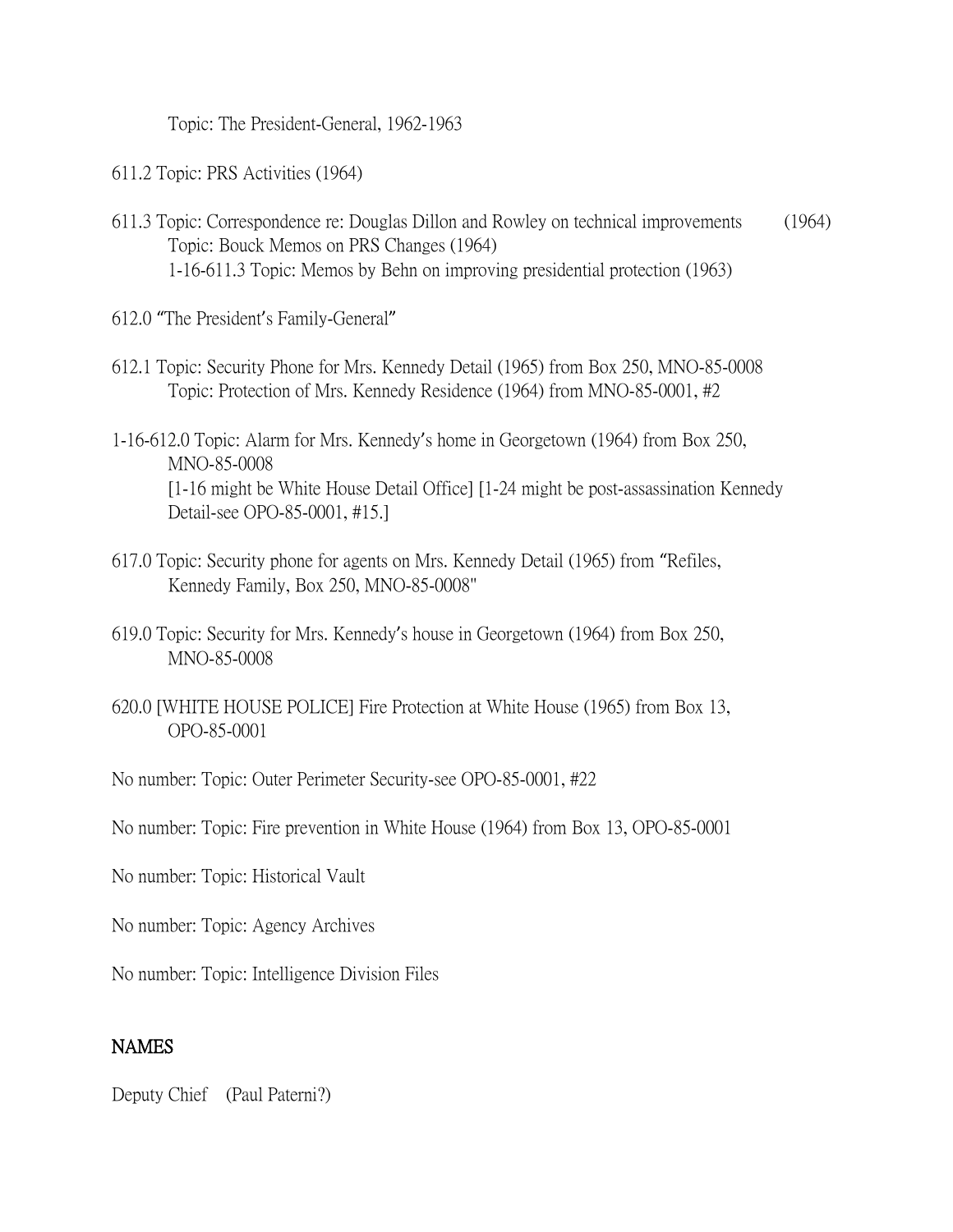Topic: The President-General, 1962-1963

611.2 Topic: PRS Activities (1964)

611.3 Topic: Correspondence re: Douglas Dillon and Rowley on technical improvements (1964)
Topic: Bouck Memos on PRS Changes (1964)
1-16-611.3 Topic: Memos by Behn on improving presidential protection (1963)

612.0 "The President's Family-General"

612.1 Topic: Security Phone for Mrs. Kennedy Detail (1965) from Box 250, MNO-85-0008
Topic: Protection of Mrs. Kennedy Residence (1964) from MNO-85-0001, #2

1-16-612.0 Topic: Alarm for Mrs. Kennedy's home in Georgetown (1964) from Box 250, MNO-85-0008
[1-16 might be White House Detail Office] [1-24 might be post-assassination Kennedy Detail-see OPO-85-0001, #15.]

617.0 Topic: Security phone for agents on Mrs. Kennedy Detail (1965) from "Refiles, Kennedy Family, Box 250, MNO-85-0008"

619.0 Topic: Security for Mrs. Kennedy's house in Georgetown (1964) from Box 250, MNO-85-0008

620.0 [WHITE HOUSE POLICE] Fire Protection at White House (1965) from Box 13, OPO-85-0001

No number: Topic: Outer Perimeter Security-see OPO-85-0001, #22

No number: Topic: Fire prevention in White House (1964) from Box 13, OPO-85-0001

No number: Topic: Historical Vault

No number: Topic: Agency Archives

No number: Topic: Intelligence Division Files

## NAMES

Deputy Chief (Paul Paterni?)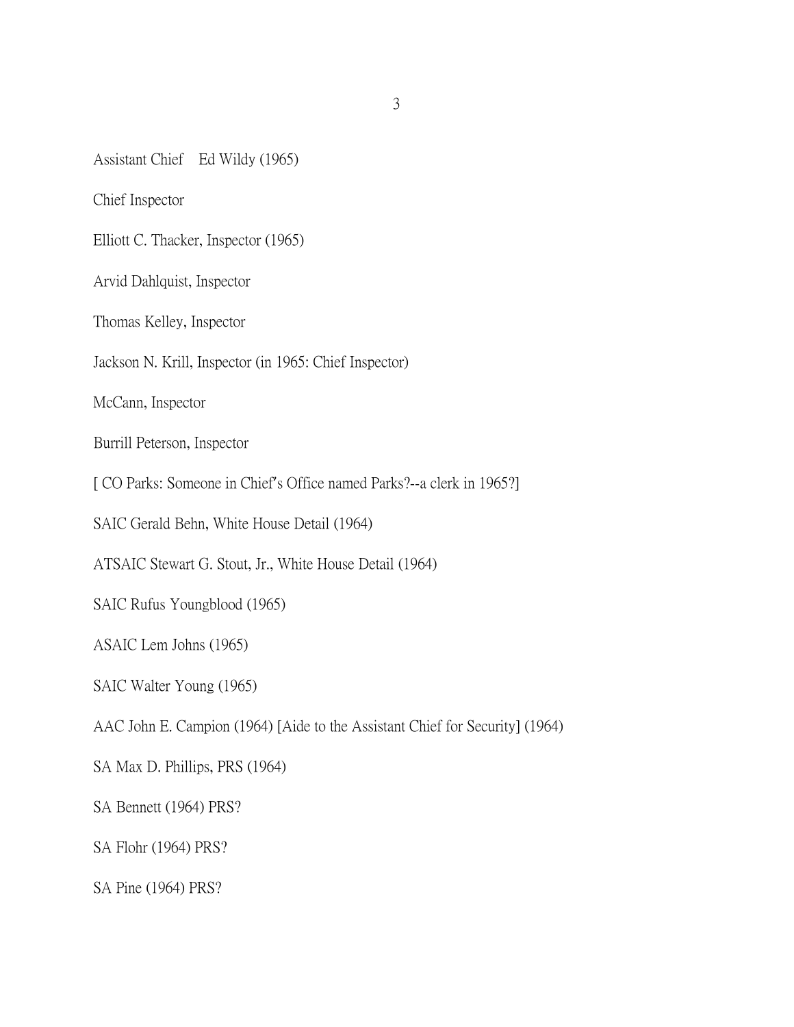Assistant Chief Ed Wildy (1965)

Chief Inspector

Elliott C. Thacker, Inspector (1965)

Arvid Dahlquist, Inspector

Thomas Kelley, Inspector

Jackson N. Krill, Inspector (in 1965: Chief Inspector)

McCann, Inspector

Burrill Peterson, Inspector

[ CO Parks: Someone in Chief's Office named Parks?--a clerk in 1965?]

SAIC Gerald Behn, White House Detail (1964)

ATSAIC Stewart G. Stout, Jr., White House Detail (1964)

SAIC Rufus Youngblood (1965)

ASAIC Lem Johns (1965)

SAIC Walter Young (1965)

AAC John E. Campion (1964) [Aide to the Assistant Chief for Security] (1964)

SA Max D. Phillips, PRS (1964)

SA Bennett (1964) PRS?

SA Flohr (1964) PRS?

SA Pine (1964) PRS?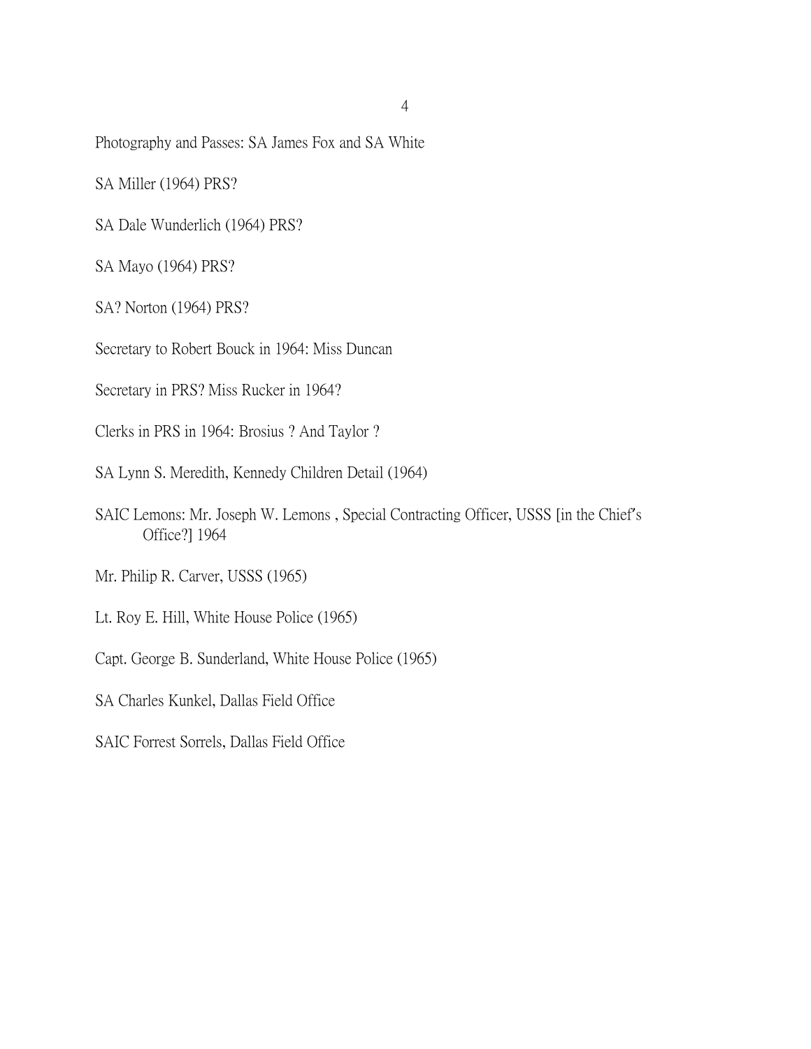Photography and Passes: SA James Fox and SA White

SA Miller (1964) PRS?

SA Dale Wunderlich (1964) PRS?

SA Mayo (1964) PRS?

SA? Norton (1964) PRS?

Secretary to Robert Bouck in 1964: Miss Duncan

Secretary in PRS? Miss Rucker in 1964?

Clerks in PRS in 1964: Brosius ? And Taylor ?

SA Lynn S. Meredith, Kennedy Children Detail (1964)

SAIC Lemons: Mr. Joseph W. Lemons , Special Contracting Officer, USSS [in the Chief's Office?] 1964

Mr. Philip R. Carver, USSS (1965)

Lt. Roy E. Hill, White House Police (1965)

Capt. George B. Sunderland, White House Police (1965)

SA Charles Kunkel, Dallas Field Office

SAIC Forrest Sorrels, Dallas Field Office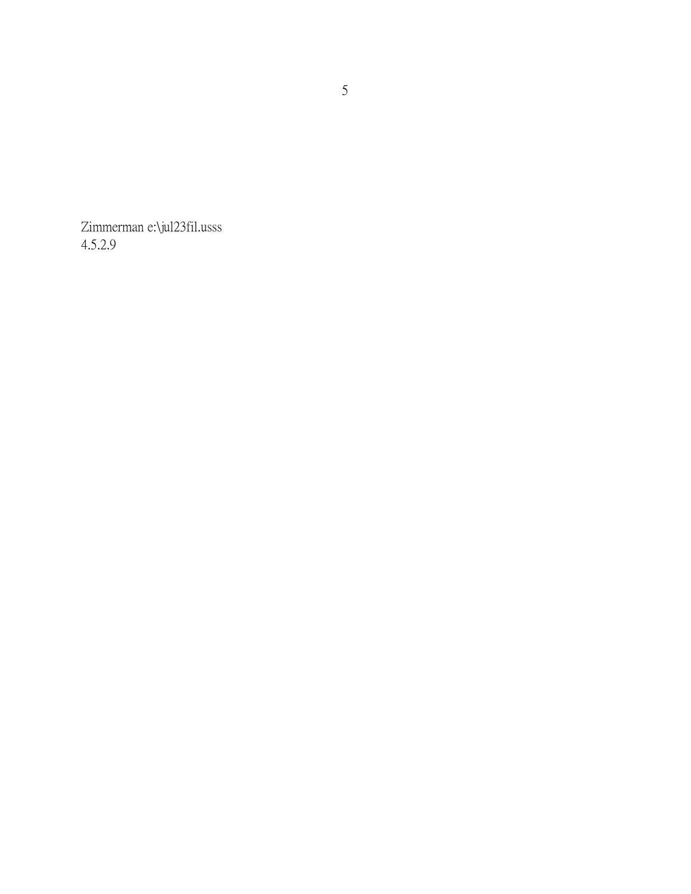Zimmerman e:\jul23fil.usss
4.5.2.9